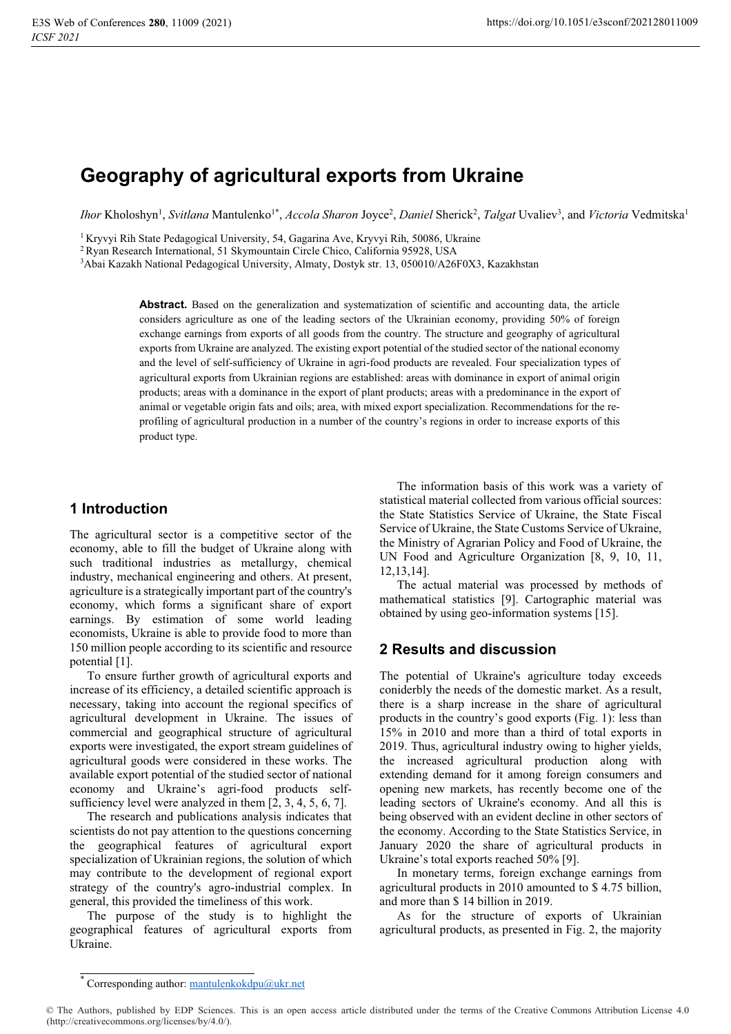# Geography of agricultural exports from Ukraine

*Ihor* Kholoshyn[1], *Svitlana* Mantulenko[1*], *Accola Sharon* Joyce[2], *Daniel* Sherick[2], *Talgat* Uvaliev[3], and *Victoria* Vedmitska[1]

[1] Kryvyi Rih State Pedagogical University, 54, Gagarina Ave, Kryvyi Rih, 50086, Ukraine
[2] Ryan Research International, 51 Skymountain Circle Chico, California 95928, USA
[3] Abai Kazakh National Pedagogical University, Almaty, Dostyk str. 13, 050010/A26F0X3, Kazakhstan

**Abstract.** Based on the generalization and systematization of scientific and accounting data, the article considers agriculture as one of the leading sectors of the Ukrainian economy, providing 50% of foreign exchange earnings from exports of all goods from the country. The structure and geography of agricultural exports from Ukraine are analyzed. The existing export potential of the studied sector of the national economy and the level of self-sufficiency of Ukraine in agri-food products are revealed. Four specialization types of agricultural exports from Ukrainian regions are established: areas with dominance in export of animal origin products; areas with a dominance in the export of plant products; areas with a predominance in the export of animal or vegetable origin fats and oils; area, with mixed export specialization. Recommendations for the re-profiling of agricultural production in a number of the country's regions in order to increase exports of this product type.

## 1 Introduction

The agricultural sector is a competitive sector of the economy, able to fill the budget of Ukraine along with such traditional industries as metallurgy, chemical industry, mechanical engineering and others. At present, agriculture is a strategically important part of the country's economy, which forms a significant share of export earnings. By estimation of some world leading economists, Ukraine is able to provide food to more than 150 million people according to its scientific and resource potential [1].

To ensure further growth of agricultural exports and increase of its efficiency, a detailed scientific approach is necessary, taking into account the regional specifics of agricultural development in Ukraine. The issues of commercial and geographical structure of agricultural exports were investigated, the export stream guidelines of agricultural goods were considered in these works. The available export potential of the studied sector of national economy and Ukraine's agri-food products self-sufficiency level were analyzed in them [2, 3, 4, 5, 6, 7].

The research and publications analysis indicates that scientists do not pay attention to the questions concerning the geographical features of agricultural export specialization of Ukrainian regions, the solution of which may contribute to the development of regional export strategy of the country's agro-industrial complex. In general, this provided the timeliness of this work.

The purpose of the study is to highlight the geographical features of agricultural exports from Ukraine.

The information basis of this work was a variety of statistical material collected from various official sources: the State Statistics Service of Ukraine, the State Fiscal Service of Ukraine, the State Customs Service of Ukraine, the Ministry of Agrarian Policy and Food of Ukraine, the UN Food and Agriculture Organization [8, 9, 10, 11, 12,13,14].

The actual material was processed by methods of mathematical statistics [9]. Cartographic material was obtained by using geo-information systems [15].

## 2 Results and discussion

The potential of Ukraine's agriculture today exceeds coniderbly the needs of the domestic market. As a result, there is a sharp increase in the share of agricultural products in the country's good exports (Fig. 1): less than 15% in 2010 and more than a third of total exports in 2019. Thus, agricultural industry owing to higher yields, the increased agricultural production along with extending demand for it among foreign consumers and opening new markets, has recently become one of the leading sectors of Ukraine's economy. And all this is being observed with an evident decline in other sectors of the economy. According to the State Statistics Service, in January 2020 the share of agricultural products in Ukraine's total exports reached 50% [9].

In monetary terms, foreign exchange earnings from agricultural products in 2010 amounted to $ 4.75 billion, and more than $ 14 billion in 2019.

As for the structure of exports of Ukrainian agricultural products, as presented in Fig. 2, the majority

* Corresponding author: mantulenkokdpu@ukr.net

© The Authors, published by EDP Sciences. This is an open access article distributed under the terms of the Creative Commons Attribution License 4.0 (http://creativecommons.org/licenses/by/4.0/).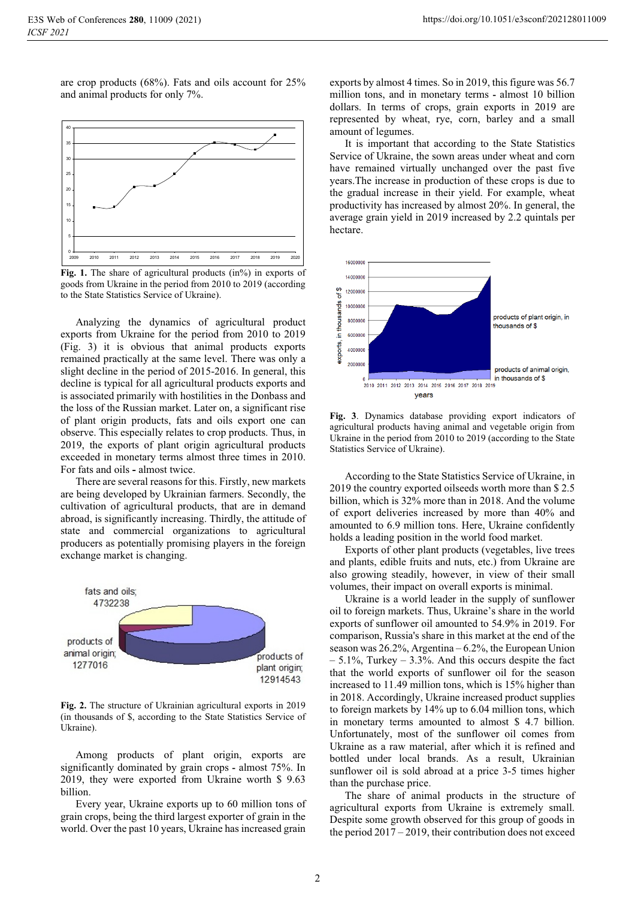are crop products (68%). Fats and oils account for 25% and animal products for only 7%.

**Fig. 1.** The share of agricultural products (in%) in exports of goods from Ukraine in the period from 2010 to 2019 (according to the State Statistics Service of Ukraine).

Analyzing the dynamics of agricultural product exports from Ukraine for the period from 2010 to 2019 (Fig. 3) it is obvious that animal products exports remained practically at the same level. There was only a slight decline in the period of 2015-2016. In general, this decline is typical for all agricultural products exports and is associated primarily with hostilities in the Donbass and the loss of the Russian market. Later on, a significant rise of plant origin products, fats and oils export one can observe. This especially relates to crop products. Thus, in 2019, the exports of plant origin agricultural products exceeded in monetary terms almost three times in 2010. For fats and oils **-** almost twice.

There are several reasons for this. Firstly, new markets are being developed by Ukrainian farmers. Secondly, the cultivation of agricultural products, that are in demand abroad, is significantly increasing. Thirdly, the attitude of state and commercial organizations to agricultural producers as potentially promising players in the foreign exchange market is changing.

**Fig. 2.** The structure of Ukrainian agricultural exports in 2019 (in thousands of $, according to the State Statistics Service of Ukraine).

Among products of plant origin, exports are significantly dominated by grain crops - almost 75%. In 2019, they were exported from Ukraine worth $ 9.63 billion.

Every year, Ukraine exports up to 60 million tons of grain crops, being the third largest exporter of grain in the world. Over the past 10 years, Ukraine has increased grain exports by almost 4 times. So in 2019, this figure was 56.7 million tons, and in monetary terms - almost 10 billion dollars. In terms of crops, grain exports in 2019 are represented by wheat, rye, corn, barley and a small amount of legumes.

It is important that according to the State Statistics Service of Ukraine, the sown areas under wheat and corn have remained virtually unchanged over the past five years.The increase in production of these crops is due to the gradual increase in their yield. For example, wheat productivity has increased by almost 20%. In general, the average grain yield in 2019 increased by 2.2 quintals per hectare.

**Fig. 3**. Dynamics database providing export indicators of agricultural products having animal and vegetable origin from Ukraine in the period from 2010 to 2019 (according to the State Statistics Service of Ukraine).

According to the State Statistics Service of Ukraine, in 2019 the country exported oilseeds worth more than $ 2.5 billion, which is 32% more than in 2018. And the volume of export deliveries increased by more than 40% and amounted to 6.9 million tons. Here, Ukraine confidently holds a leading position in the world food market.

Exports of other plant products (vegetables, live trees and plants, edible fruits and nuts, etc.) from Ukraine are also growing steadily, however, in view of their small volumes, their impact on overall exports is minimal.

Ukraine is a world leader in the supply of sunflower oil to foreign markets. Thus, Ukraine's share in the world exports of sunflower oil amounted to 54.9% in 2019. For comparison, Russia's share in this market at the end of the season was 26.2%, Argentina – 6.2%, the European Union – 5.1%, Turkey – 3.3%. And this occurs despite the fact that the world exports of sunflower oil for the season increased to 11.49 million tons, which is 15% higher than in 2018. Accordingly, Ukraine increased product supplies to foreign markets by 14% up to 6.04 million tons, which in monetary terms amounted to almost $ 4.7 billion. Unfortunately, most of the sunflower oil comes from Ukraine as a raw material, after which it is refined and bottled under local brands. As a result, Ukrainian sunflower oil is sold abroad at a price 3-5 times higher than the purchase price.

The share of animal products in the structure of agricultural exports from Ukraine is extremely small. Despite some growth observed for this group of goods in the period 2017 – 2019, their contribution does not exceed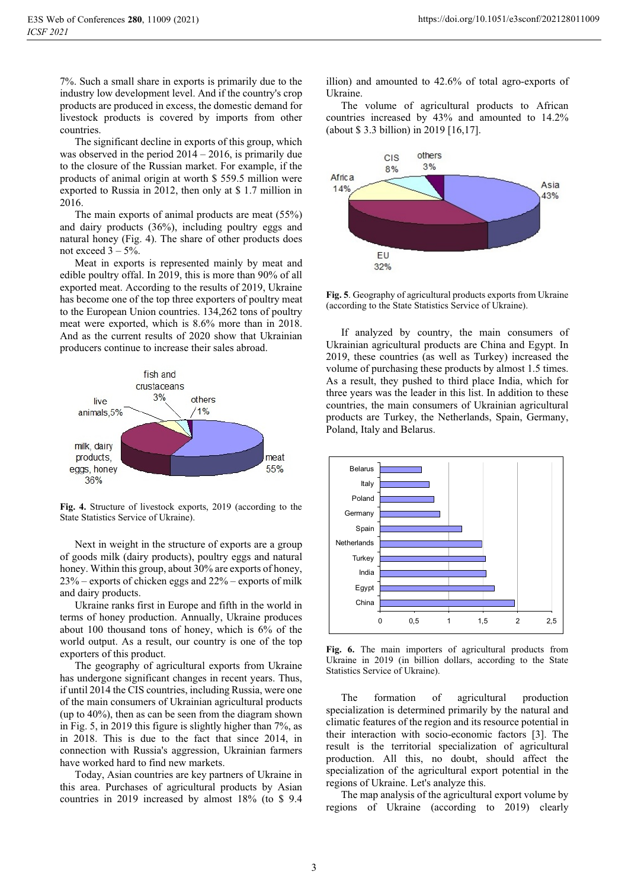7%. Such a small share in exports is primarily due to the industry low development level. And if the country's crop products are produced in excess, the domestic demand for livestock products is covered by imports from other countries.

The significant decline in exports of this group, which was observed in the period 2014 – 2016, is primarily due to the closure of the Russian market. For example, if the products of animal origin at worth $ 559.5 million were exported to Russia in 2012, then only at $ 1.7 million in 2016.

The main exports of animal products are meat (55%) and dairy products (36%), including poultry eggs and natural honey (Fig. 4). The share of other products does not exceed 3 – 5%.

Meat in exports is represented mainly by meat and edible poultry offal. In 2019, this is more than 90% of all exported meat. According to the results of 2019, Ukraine has become one of the top three exporters of poultry meat to the European Union countries. 134,262 tons of poultry meat were exported, which is 8.6% more than in 2018. And as the current results of 2020 show that Ukrainian producers continue to increase their sales abroad.

**Fig. 4.** Structure of livestock exports, 2019 (according to the State Statistics Service of Ukraine).

Next in weight in the structure of exports are a group of goods milk (dairy products), poultry eggs and natural honey. Within this group, about 30% are exports of honey, 23% – exports of chicken eggs and 22% – exports of milk and dairy products.

Ukraine ranks first in Europe and fifth in the world in terms of honey production. Annually, Ukraine produces about 100 thousand tons of honey, which is 6% of the world output. As a result, our country is one of the top exporters of this product.

The geography of agricultural exports from Ukraine has undergone significant changes in recent years. Thus, if until 2014 the CIS countries, including Russia, were one of the main consumers of Ukrainian agricultural products (up to 40%), then as can be seen from the diagram shown in Fig. 5, in 2019 this figure is slightly higher than 7%, as in 2018. This is due to the fact that since 2014, in connection with Russia's aggression, Ukrainian farmers have worked hard to find new markets.

Today, Asian countries are key partners of Ukraine in this area. Purchases of agricultural products by Asian countries in 2019 increased by almost 18% (to $ 9.4 illion) and amounted to 42.6% of total agro-exports of Ukraine.

The volume of agricultural products to African countries increased by 43% and amounted to 14.2% (about $ 3.3 billion) in 2019 [16,17].

**Fig. 5**. Geography of agricultural products exports from Ukraine (according to the State Statistics Service of Ukraine).

If analyzed by country, the main consumers of Ukrainian agricultural products are China and Egypt. In 2019, these countries (as well as Turkey) increased the volume of purchasing these products by almost 1.5 times. As a result, they pushed to third place India, which for three years was the leader in this list. In addition to these countries, the main consumers of Ukrainian agricultural products are Turkey, the Netherlands, Spain, Germany, Poland, Italy and Belarus.

**Fig. 6.** The main importers of agricultural products from Ukraine in 2019 (in billion dollars, according to the State Statistics Service of Ukraine).

The formation of agricultural production specialization is determined primarily by the natural and climatic features of the region and its resource potential in their interaction with socio-economic factors [3]. The result is the territorial specialization of agricultural production. All this, no doubt, should affect the specialization of the agricultural export potential in the regions of Ukraine. Let's analyze this.

The map analysis of the agricultural export volume by regions of Ukraine (according to 2019) clearly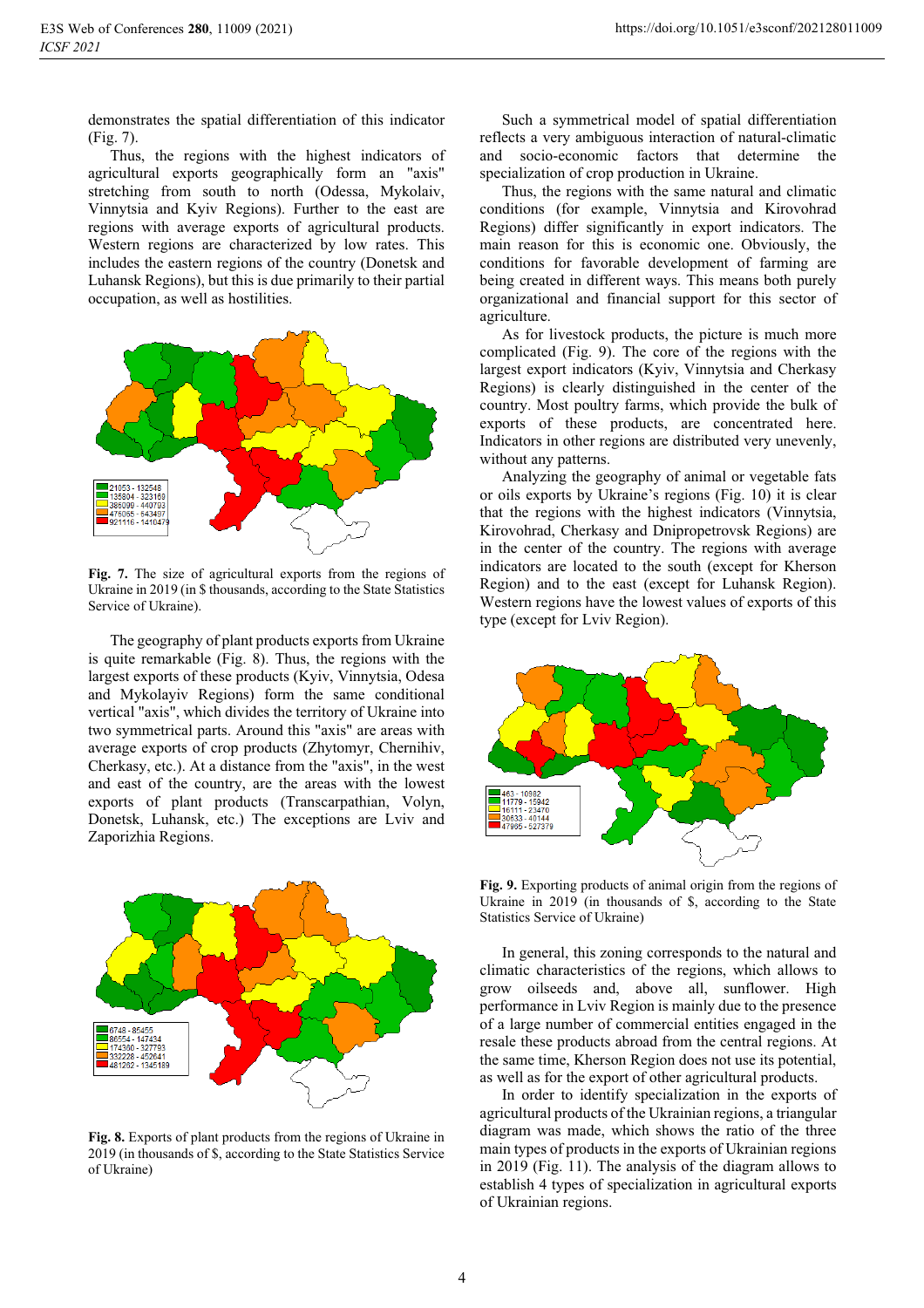demonstrates the spatial differentiation of this indicator (Fig. 7).

Thus, the regions with the highest indicators of agricultural exports geographically form an "axis" stretching from south to north (Odessa, Mykolaiv, Vinnytsia and Kyiv Regions). Further to the east are regions with average exports of agricultural products. Western regions are characterized by low rates. This includes the eastern regions of the country (Donetsk and Luhansk Regions), but this is due primarily to their partial occupation, as well as hostilities.

**Fig. 7.** The size of agricultural exports from the regions of Ukraine in 2019 (in $ thousands, according to the State Statistics Service of Ukraine).

The geography of plant products exports from Ukraine is quite remarkable (Fig. 8). Thus, the regions with the largest exports of these products (Kyiv, Vinnytsia, Odesa and Mykolayiv Regions) form the same conditional vertical "axis", which divides the territory of Ukraine into two symmetrical parts. Around this "axis" are areas with average exports of crop products (Zhytomyr, Chernihiv, Cherkasy, etc.). At a distance from the "axis", in the west and east of the country, are the areas with the lowest exports of plant products (Transcarpathian, Volyn, Donetsk, Luhansk, etc.) The exceptions are Lviv and Zaporizhia Regions.

**Fig. 8.** Exports of plant products from the regions of Ukraine in 2019 (in thousands of $, according to the State Statistics Service of Ukraine)

Such a symmetrical model of spatial differentiation reflects a very ambiguous interaction of natural-climatic and socio-economic factors that determine the specialization of crop production in Ukraine.

Thus, the regions with the same natural and climatic conditions (for example, Vinnytsia and Kirovohrad Regions) differ significantly in export indicators. The main reason for this is economic one. Obviously, the conditions for favorable development of farming are being created in different ways. This means both purely organizational and financial support for this sector of agriculture.

As for livestock products, the picture is much more complicated (Fig. 9). The core of the regions with the largest export indicators (Kyiv, Vinnytsia and Cherkasy Regions) is clearly distinguished in the center of the country. Most poultry farms, which provide the bulk of exports of these products, are concentrated here. Indicators in other regions are distributed very unevenly, without any patterns.

Analyzing the geography of animal or vegetable fats or oils exports by Ukraine's regions (Fig. 10) it is clear that the regions with the highest indicators (Vinnytsia, Kirovohrad, Cherkasy and Dnipropetrovsk Regions) are in the center of the country. The regions with average indicators are located to the south (except for Kherson Region) and to the east (except for Luhansk Region). Western regions have the lowest values of exports of this type (except for Lviv Region).

**Fig. 9.** Exporting products of animal origin from the regions of Ukraine in 2019 (in thousands of $, according to the State Statistics Service of Ukraine)

In general, this zoning corresponds to the natural and climatic characteristics of the regions, which allows to grow oilseeds and, above all, sunflower. High performance in Lviv Region is mainly due to the presence of a large number of commercial entities engaged in the resale these products abroad from the central regions. At the same time, Kherson Region does not use its potential, as well as for the export of other agricultural products.

In order to identify specialization in the exports of agricultural products of the Ukrainian regions, a triangular diagram was made, which shows the ratio of the three main types of products in the exports of Ukrainian regions in 2019 (Fig. 11). The analysis of the diagram allows to establish 4 types of specialization in agricultural exports of Ukrainian regions.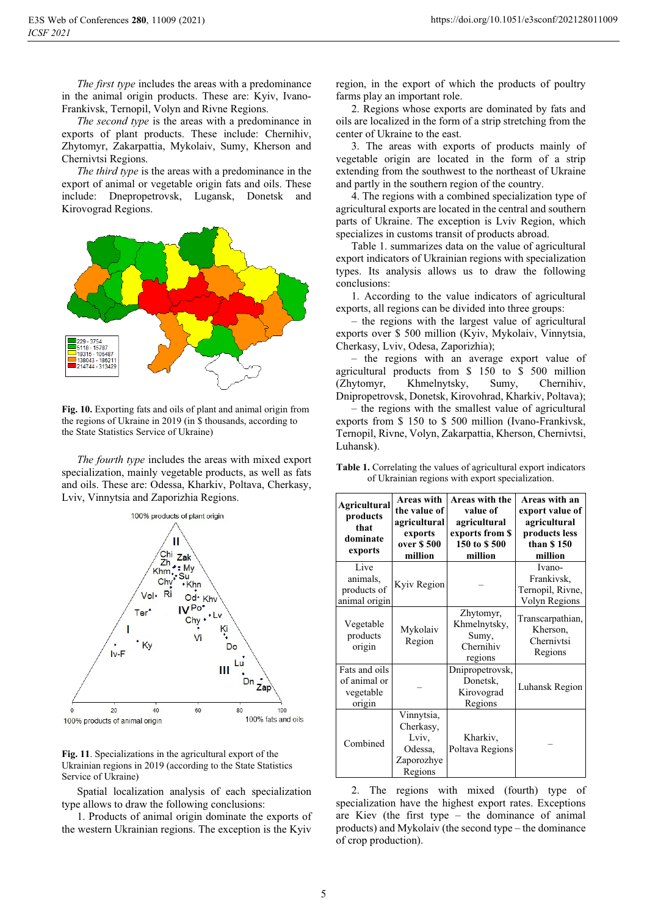*The first type* includes the areas with a predominance in the animal origin products. These are: Kyiv, Ivano-Frankivsk, Ternopil, Volyn and Rivne Regions.

*The second type* is the areas with a predominance in exports of plant products. These include: Chernihiv, Zhytomyr, Zakarpattia, Mykolaiv, Sumy, Kherson and Chernivtsi Regions.

*The third type* is the areas with a predominance in the export of animal or vegetable origin fats and oils. These include: Dnepropetrovsk, Lugansk, Donetsk and Kirovograd Regions.

**Fig. 10.** Exporting fats and oils of plant and animal origin from the regions of Ukraine in 2019 (in $ thousands, according to the State Statistics Service of Ukraine)

*The fourth type* includes the areas with mixed export specialization, mainly vegetable products, as well as fats and oils. These are: Odessa, Kharkiv, Poltava, Cherkasy, Lviv, Vinnytsia and Zaporizhia Regions.

**Fig. 11**. Specializations in the agricultural export of the Ukrainian regions in 2019 (according to the State Statistics Service of Ukraine)

Spatial localization analysis of each specialization type allows to draw the following conclusions:

1. Products of animal origin dominate the exports of the western Ukrainian regions. The exception is the Kyiv region, in the export of which the products of poultry farms play an important role.

2. Regions whose exports are dominated by fats and oils are localized in the form of a strip stretching from the center of Ukraine to the east.

3. The areas with exports of products mainly of vegetable origin are located in the form of a strip extending from the southwest to the northeast of Ukraine and partly in the southern region of the country.

4. The regions with a combined specialization type of agricultural exports are located in the central and southern parts of Ukraine. The exception is Lviv Region, which specializes in customs transit of products abroad.

Table 1. summarizes data on the value of agricultural export indicators of Ukrainian regions with specialization types. Its analysis allows us to draw the following conclusions:

1. According to the value indicators of agricultural exports, all regions can be divided into three groups:

– the regions with the largest value of agricultural exports over $ 500 million (Kyiv, Mykolaiv, Vinnytsia, Cherkasy, Lviv, Odesa, Zaporizhia);

– the regions with an average export value of agricultural products from $ 150 to $ 500 million (Zhytomyr, Khmelnytsky, Sumy, Chernihiv, Dnipropetrovsk, Donetsk, Kirovohrad, Kharkiv, Poltava);

– the regions with the smallest value of agricultural exports from $ 150 to $ 500 million (Ivano-Frankivsk, Ternopil, Rivne, Volyn, Zakarpattia, Kherson, Chernivtsi, Luhansk).

**Table 1.** Correlating the values of agricultural export indicators of Ukrainian regions with export specialization.

| Agricultural products that dominate exports | Areas with the value of agricultural exports over $ 500 million | Areas with the value of agricultural exports from $ 150 to $ 500 million | Areas with an export value of agricultural products less than $ 150 million |
|---|---|---|---|
| Live animals, products of animal origin | Kyiv Region | – | Ivano-Frankivsk, Ternopil, Rivne, Volyn Regions |
| Vegetable products origin | Mykolaiv Region | Zhytomyr, Khmelnytsky, Sumy, Chernihiv regions | Transcarpathian, Kherson, Chernivtsi Regions |
| Fats and oils of animal or vegetable origin | – | Dnipropetrovsk, Donetsk, Kirovograd Regions | Luhansk Region |
| Combined | Vinnytsia, Cherkasy, Lviv, Odessa, Zaporozhye Regions | Kharkiv, Poltava Regions | – |

2. The regions with mixed (fourth) type of specialization have the highest export rates. Exceptions are Kiev (the first type – the dominance of animal products) and Mykolaiv (the second type – the dominance of crop production).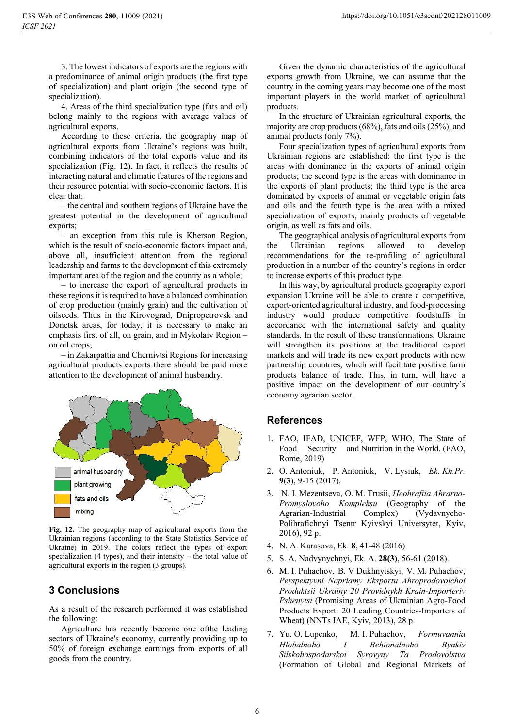3. The lowest indicators of exports are the regions with a predominance of animal origin products (the first type of specialization) and plant origin (the second type of specialization).

4. Areas of the third specialization type (fats and oil) belong mainly to the regions with average values of agricultural exports.

According to these criteria, the geography map of agricultural exports from Ukraine's regions was built, combining indicators of the total exports value and its specialization (Fig. 12). In fact, it reflects the results of interacting natural and climatic features of the regions and their resource potential with socio-economic factors. It is clear that:

– the central and southern regions of Ukraine have the greatest potential in the development of agricultural exports;

– an exception from this rule is Kherson Region, which is the result of socio-economic factors impact and, above all, insufficient attention from the regional leadership and farms to the development of this extremely important area of the region and the country as a whole;

– to increase the export of agricultural products in these regions it is required to have a balanced combination of crop production (mainly grain) and the cultivation of oilseeds. Thus in the Kirovograd, Dnipropetrovsk and Donetsk areas, for today, it is necessary to make an emphasis first of all, on grain, and in Mykolaiv Region – on oil crops;

– in Zakarpattia and Chernivtsi Regions for increasing agricultural products exports there should be paid more attention to the development of animal husbandry.

**Fig. 12.** The geography map of agricultural exports from the Ukrainian regions (according to the State Statistics Service of Ukraine) in 2019. The colors reflect the types of export specialization (4 types), and their intensity – the total value of agricultural exports in the region (3 groups).

## 3 Conclusions

As a result of the research performed it was established the following:

Agriculture has recently become one ofthe leading sectors of Ukraine's economy, currently providing up to 50% of foreign exchange earnings from exports of all goods from the country.

Given the dynamic characteristics of the agricultural exports growth from Ukraine, we can assume that the country in the coming years may become one of the most important players in the world market of agricultural products.

In the structure of Ukrainian agricultural exports, the majority are crop products (68%), fats and oils (25%), and animal products (only 7%).

Four specialization types of agricultural exports from Ukrainian regions are established: the first type is the areas with dominance in the exports of animal origin products; the second type is the areas with dominance in the exports of plant products; the third type is the area dominated by exports of animal or vegetable origin fats and oils and the fourth type is the area with a mixed specialization of exports, mainly products of vegetable origin, as well as fats and oils.

The geographical analysis of agricultural exports from the Ukrainian regions allowed to develop recommendations for the re-profiling of agricultural production in a number of the country's regions in order to increase exports of this product type.

In this way, by agricultural products geography export expansion Ukraine will be able to create a competitive, export-oriented agricultural industry, and food-processing industry would produce competitive foodstuffs in accordance with the international safety and quality standards. In the result of these transformations, Ukraine will strengthen its positions at the traditional export markets and will trade its new export products with new partnership countries, which will facilitate positive farm products balance of trade. This, in turn, will have a positive impact on the development of our country's economy agrarian sector.

## References

1. FAO, IFAD, UNICEF, WFP, WHO, The State of Food Security and Nutrition in the World. (FAO, Rome, 2019)
2. O. Antoniuk, P. Antoniuk, V. Lysiuk, *Ek. Kh.Pr.* **9**(**3**), 9-15 (2017).
3. N. I. Mezentseva, O. M. Trusii, *Heohrafiia Ahrarno-Promyslovoho Kompleksu* (Geography of the Agrarian-Industrial Complex) (Vydavnycho-Polihrafichnyi Tsentr Kyivskyi Universytet, Kyiv, 2016), 92 p.
4. N. A. Karasova, Ek. **8**, 41-48 (2016)
5. S. A. Nadvynychnyi, Ek. A. **28(3)**, 56-61 (2018).
6. M. I. Puhachov, B. V Dukhnytskyi, V. M. Puhachov, *Perspektyvni Napriamy Eksportu Ahroprodovolchoi Produktsii Ukrainy 20 Providnykh Krain-Importeriv Pshenytsi* (Promising Areas of Ukrainian Agro-Food Products Export: 20 Leading Countries-Importers of Wheat) (NNTs IAE, Kyiv, 2013), 28 p.
7. Yu. O. Lupenko, M. I. Puhachov, *Formuvannia Hlobalnoho I Rehionalnoho Rynkiv Silskohospodarskoi Syrovyny Ta Prodovolstva* (Formation of Global and Regional Markets of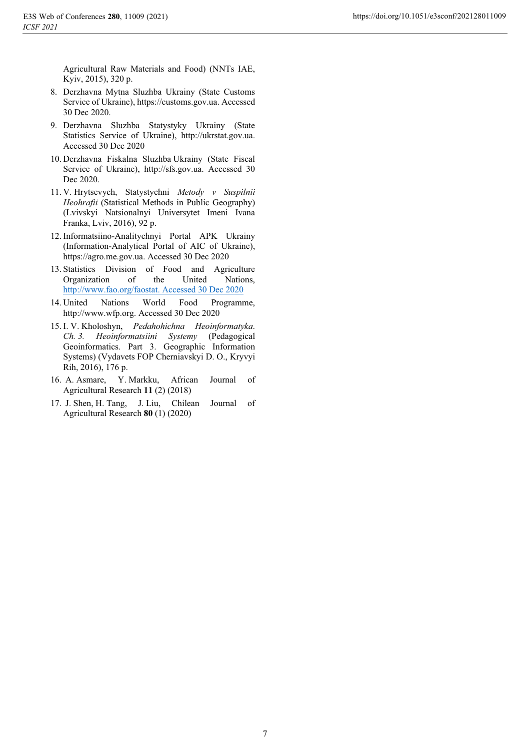Agricultural Raw Materials and Food) (NNTs IAE, Kyiv, 2015), 320 p.

8. Derzhavna Mytna Sluzhba Ukrainy (State Customs Service of Ukraine), https://customs.gov.ua. Accessed 30 Dec 2020.
9. Derzhavna Sluzhba Statystyky Ukrainy (State Statistics Service of Ukraine), http://ukrstat.gov.ua. Accessed 30 Dec 2020
10. Derzhavna Fiskalna Sluzhba Ukrainy (State Fiscal Service of Ukraine), http://sfs.gov.ua. Accessed 30 Dec 2020.
11. V. Hrytsevych, Statystychni *Metody v Suspilnii Heohrafii* (Statistical Methods in Public Geography) (Lvivskyi Natsionalnyi Universytet Imeni Ivana Franka, Lviv, 2016), 92 p.
12. Informatsiino-Analitychnyi Portal APK Ukrainy (Information-Analytical Portal of AIC of Ukraine), https://agro.me.gov.ua. Accessed 30 Dec 2020
13. Statistics Division of Food and Agriculture Organization of the United Nations, http://www.fao.org/faostat. Accessed 30 Dec 2020
14. United Nations World Food Programme, http://www.wfp.org. Accessed 30 Dec 2020
15. I. V. Kholoshyn, *Pedahohichna Heoinformatyka. Ch. 3. Heoinformatsiini Systemy* (Pedagogical Geoinformatics. Part 3. Geographic Information Systems) (Vydavets FOP Cherniavskyi D. O., Kryvyi Rih, 2016), 176 p.
16. A. Asmare, Y. Markku, African Journal of Agricultural Research **11** (2) (2018)
17. J. Shen, H. Tang, J. Liu, Chilean Journal of Agricultural Research **80** (1) (2020)